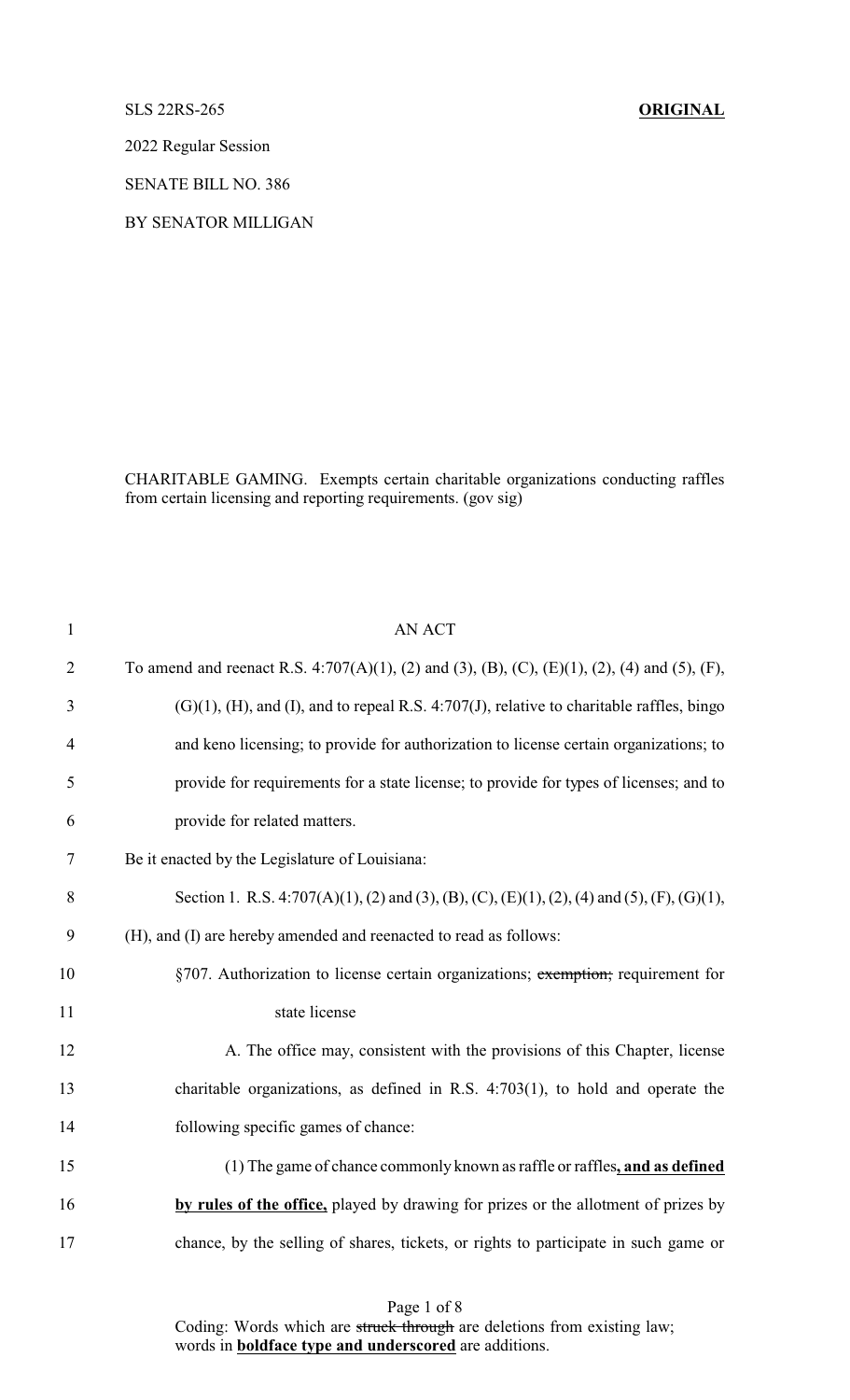SLS 22RS-265 **ORIGINAL**

2022 Regular Session

SENATE BILL NO. 386

BY SENATOR MILLIGAN

CHARITABLE GAMING. Exempts certain charitable organizations conducting raffles from certain licensing and reporting requirements. (gov sig)

1 AN ACT

2 To amend and reenact R.S. 4:707(A)(1), (2) and (3), (B), (C), (E)(1), (2), (4) and (5), (F),

3 (G)(1), (H), and (I), and to repeal R.S. 4:707(J), relative to charitable raffles, bingo

4 and keno licensing; to provide for authorization to license certain organizations; to

5 provide for requirements for a state license; to provide for types of licenses; and to

6 provide for related matters.

7 Be it enacted by the Legislature of Louisiana:

8 Section 1. R.S. 4:707(A)(1), (2) and (3), (B), (C), (E)(1), (2), (4) and (5), (F), (G)(1),

9 (H), and (I) are hereby amended and reenacted to read as follows:

10 §707. Authorization to license certain organizations; ~~exemption;~~ requirement for

11 state license

12 A. The office may, consistent with the provisions of this Chapter, license

13 charitable organizations, as defined in R.S. 4:703(1), to hold and operate the

14 following specific games of chance:

15 (1) The game of chance commonly known as raffle or raffles**, and as defined**

16 **by rules of the office,** played by drawing for prizes or the allotment of prizes by

17 chance, by the selling of shares, tickets, or rights to participate in such game or

Coding: Words which are ~~struck through~~ are deletions from existing law; words in **boldface type and underscored** are additions.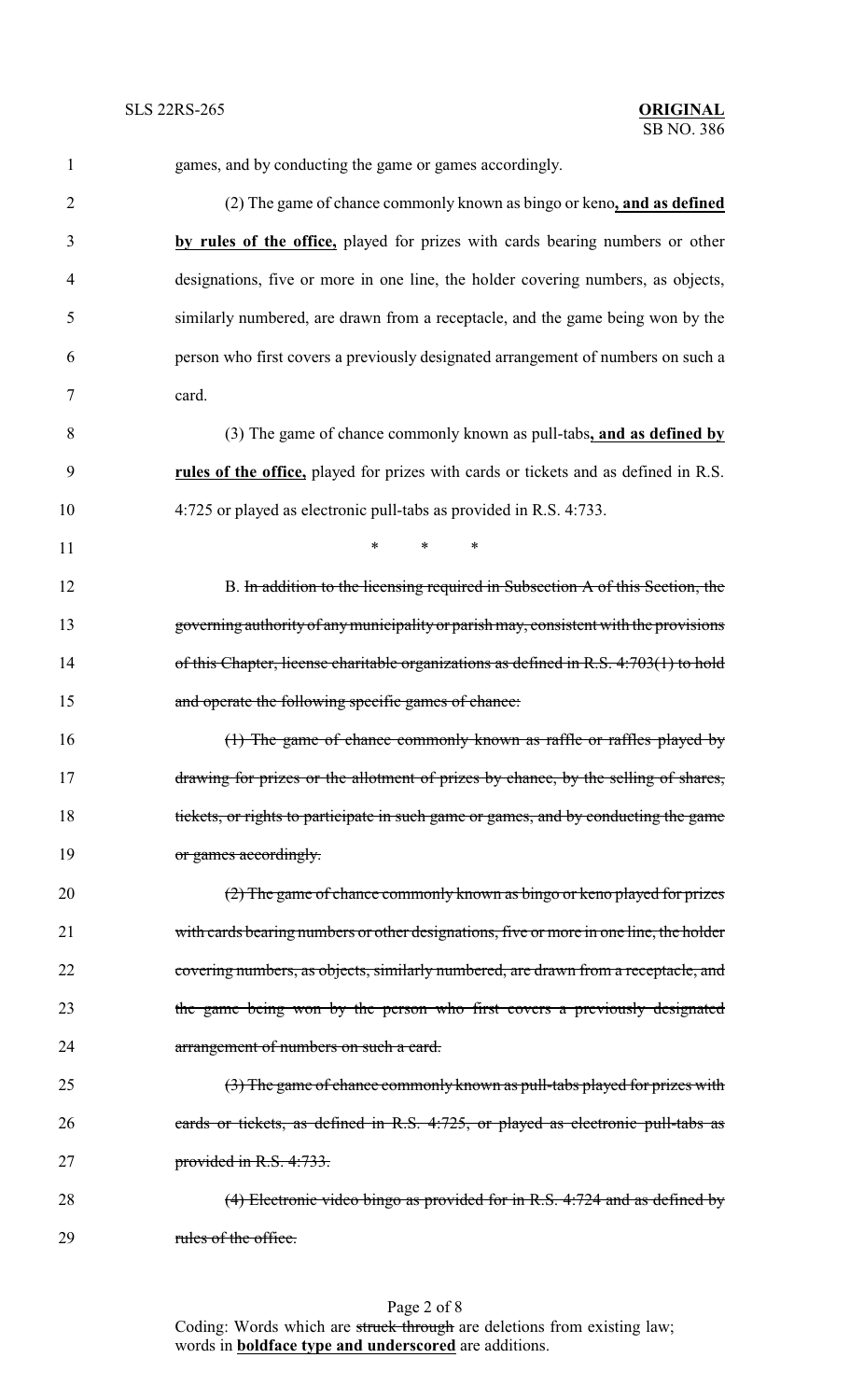games, and by conducting the game or games accordingly.

(2) The game of chance commonly known as bingo or keno**, and as defined by rules of the office,** played for prizes with cards bearing numbers or other designations, five or more in one line, the holder covering numbers, as objects, similarly numbered, are drawn from a receptacle, and the game being won by the person who first covers a previously designated arrangement of numbers on such a card.

(3) The game of chance commonly known as pull-tabs**, and as defined by rules of the office,** played for prizes with cards or tickets and as defined in R.S. 4:725 or played as electronic pull-tabs as provided in R.S. 4:733.

\* \* \*

B. ~~In addition to the licensing required in Subsection A of this Section, the governing authority of any municipality or parish may, consistent with the provisions of this Chapter, license charitable organizations as defined in R.S. 4:703(1) to hold and operate the following specific games of chance:~~

~~(1) The game of chance commonly known as raffle or raffles played by drawing for prizes or the allotment of prizes by chance, by the selling of shares, tickets, or rights to participate in such game or games, and by conducting the game or games accordingly.~~

~~(2) The game of chance commonly known as bingo or keno played for prizes with cards bearing numbers or other designations, five or more in one line, the holder covering numbers, as objects, similarly numbered, are drawn from a receptacle, and the game being won by the person who first covers a previously designated arrangement of numbers on such a card.~~

~~(3) The game of chance commonly known as pull-tabs played for prizes with cards or tickets, as defined in R.S. 4:725, or played as electronic pull-tabs as provided in R.S. 4:733.~~

~~(4) Electronic video bingo as provided for in R.S. 4:724 and as defined by rules of the office.~~

Coding: Words which are ~~struck through~~ are deletions from existing law; words in **boldface type and underscored** are additions.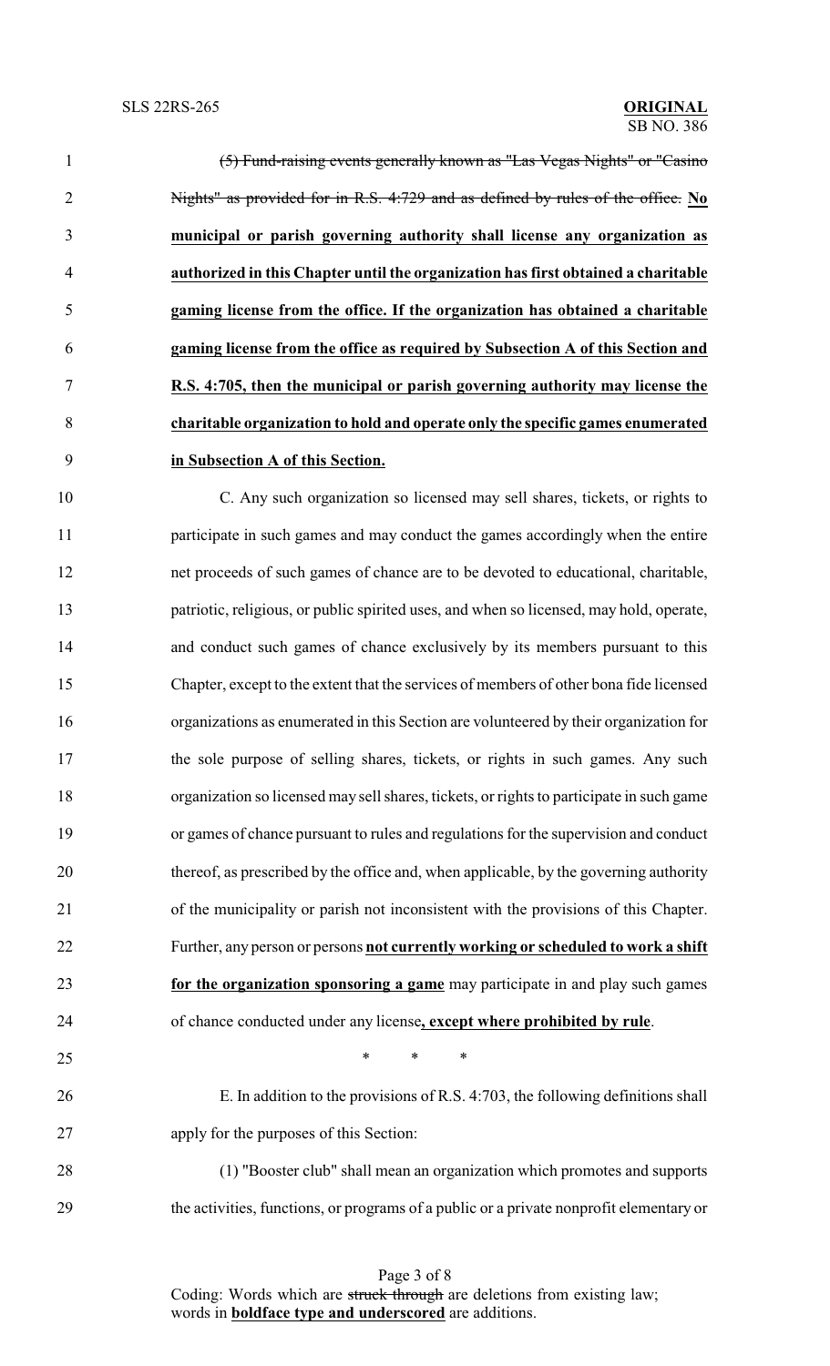~~(5) Fund-raising events generally known as "Las Vegas Nights" or "Casino Nights" as provided for in R.S. 4:729 and as defined by rules of the office.~~ **<u>No municipal or parish governing authority shall license any organization as authorized in this Chapter until the organization has first obtained a charitable gaming license from the office. If the organization has obtained a charitable gaming license from the office as required by Subsection A of this Section and R.S. 4:705, then the municipal or parish governing authority may license the charitable organization to hold and operate only the specific games enumerated in Subsection A of this Section.</u>**

C. Any such organization so licensed may sell shares, tickets, or rights to participate in such games and may conduct the games accordingly when the entire net proceeds of such games of chance are to be devoted to educational, charitable, patriotic, religious, or public spirited uses, and when so licensed, may hold, operate, and conduct such games of chance exclusively by its members pursuant to this Chapter, except to the extent that the services of members of other bona fide licensed organizations as enumerated in this Section are volunteered by their organization for the sole purpose of selling shares, tickets, or rights in such games. Any such organization so licensed may sell shares, tickets, or rights to participate in such game or games of chance pursuant to rules and regulations for the supervision and conduct thereof, as prescribed by the office and, when applicable, by the governing authority of the municipality or parish not inconsistent with the provisions of this Chapter. Further, any person or persons **<u>not currently working or scheduled to work a shift for the organization sponsoring a game</u>** may participate in and play such games of chance conducted under any license**<u>, except where prohibited by rule</u>**.

\* \* \*

E. In addition to the provisions of R.S. 4:703, the following definitions shall apply for the purposes of this Section:

(1) "Booster club" shall mean an organization which promotes and supports the activities, functions, or programs of a public or a private nonprofit elementary or

Coding: Words which are ~~struck through~~ are deletions from existing law; words in **<u>boldface type and underscored</u>** are additions.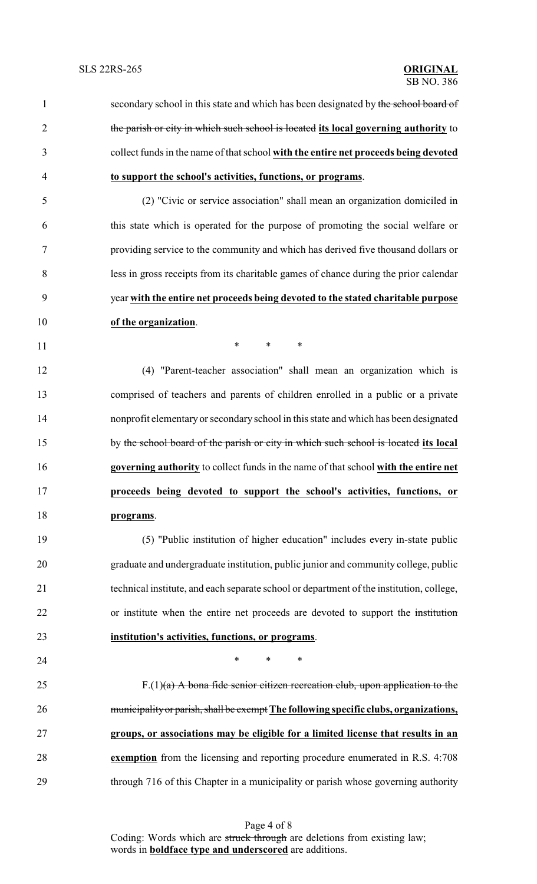secondary school in this state and which has been designated by ~~the school board of the parish or city in which such school is located~~ **<u>its local governing authority</u>** to collect funds in the name of that school **<u>with the entire net proceeds being devoted to support the school's activities, functions, or programs</u>**.

(2) "Civic or service association" shall mean an organization domiciled in this state which is operated for the purpose of promoting the social welfare or providing service to the community and which has derived five thousand dollars or less in gross receipts from its charitable games of chance during the prior calendar year **<u>with the entire net proceeds being devoted to the stated charitable purpose of the organization</u>**.

\* \* \*

(4) "Parent-teacher association" shall mean an organization which is comprised of teachers and parents of children enrolled in a public or a private nonprofit elementary or secondary school in this state and which has been designated by ~~the school board of the parish or city in which such school is located~~ **<u>its local governing authority</u>** to collect funds in the name of that school **<u>with the entire net proceeds being devoted to support the school's activities, functions, or programs</u>**.

(5) "Public institution of higher education" includes every in-state public graduate and undergraduate institution, public junior and community college, public technical institute, and each separate school or department of the institution, college, or institute when the entire net proceeds are devoted to support the ~~institution~~ **<u>institution's activities, functions, or programs</u>**.

\* \* \*

F.(1)~~(a) A bona fide senior citizen recreation club, upon application to the municipality or parish, shall be exempt~~ **<u>The following specific clubs, organizations, groups, or associations may be eligible for a limited license that results in an exemption</u>** from the licensing and reporting procedure enumerated in R.S. 4:708 through 716 of this Chapter in a municipality or parish whose governing authority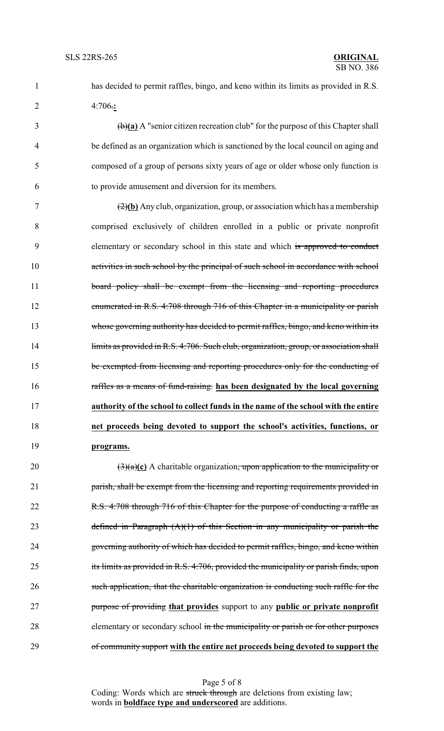has decided to permit raffles, bingo, and keno within its limits as provided in R.S. 4:706~~.~~**:**

~~(b)~~**(a)** A "senior citizen recreation club" for the purpose of this Chapter shall be defined as an organization which is sanctioned by the local council on aging and composed of a group of persons sixty years of age or older whose only function is to provide amusement and diversion for its members.

~~(2)~~**(b)** Any club, organization, group, or association which has a membership comprised exclusively of children enrolled in a public or private nonprofit elementary or secondary school in this state and which ~~is approved to conduct activities in such school by the principal of such school in accordance with school board policy shall be exempt from the licensing and reporting procedures enumerated in R.S. 4:708 through 716 of this Chapter in a municipality or parish whose governing authority has decided to permit raffles, bingo, and keno within its limits as provided in R.S. 4:706. Such club, organization, group, or association shall be exempted from licensing and reporting procedures only for the conducting of raffles as a means of fund-raising.~~ **has been designated by the local governing authority of the school to collect funds in the name of the school with the entire net proceeds being devoted to support the school's activities, functions, or programs.**

~~(3)(a)~~**(c)** A charitable organization~~, upon application to the municipality or parish, shall be exempt from the licensing and reporting requirements provided in R.S. 4:708 through 716 of this Chapter for the purpose of conducting a raffle as defined in Paragraph (A)(1) of this Section in any municipality or parish the governing authority of which has decided to permit raffles, bingo, and keno within its limits as provided in R.S. 4:706, provided the municipality or parish finds, upon such application, that the charitable organization is conducting such raffle for the purpose of providing~~ **that provides** support to any **public or private nonprofit** elementary or secondary school ~~in the municipality or parish or for other purposes of community support~~ **with the entire net proceeds being devoted to support the**

Coding: Words which are ~~struck through~~ are deletions from existing law; words in **boldface type and underscored** are additions.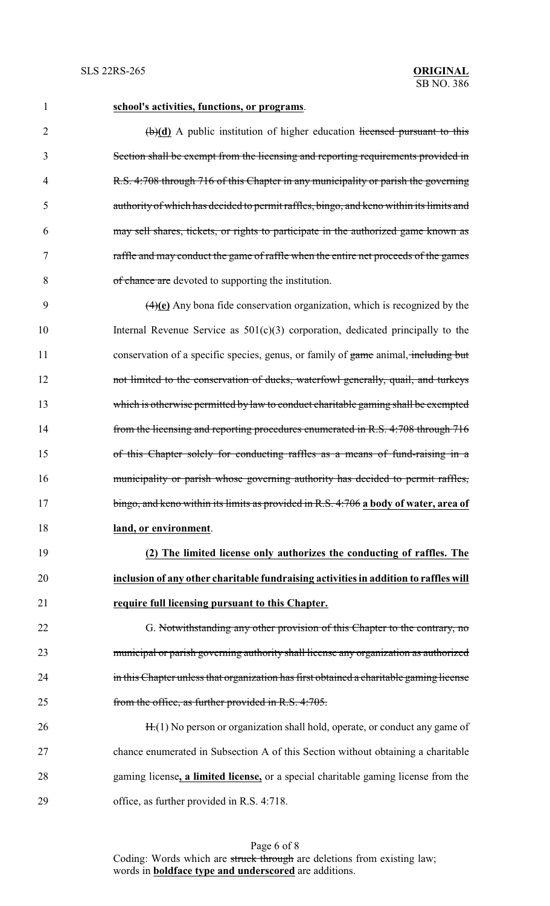**school's activities, functions, or programs**.

~~(b)~~**(d)** A public institution of higher education ~~licensed pursuant to this Section shall be exempt from the licensing and reporting requirements provided in R.S. 4:708 through 716 of this Chapter in any municipality or parish the governing authority of which has decided to permit raffles, bingo, and keno within its limits and may sell shares, tickets, or rights to participate in the authorized game known as raffle and may conduct the game of raffle when the entire net proceeds of the games of chance are~~ devoted to supporting the institution.

~~(4)~~**(e)** Any bona fide conservation organization, which is recognized by the Internal Revenue Service as 501(c)(3) corporation, dedicated principally to the conservation of a specific species, genus, or family of ~~game~~ animal~~, including but not limited to the conservation of ducks, waterfowl generally, quail, and turkeys which is otherwise permitted by law to conduct charitable gaming shall be exempted from the licensing and reporting procedures enumerated in R.S. 4:708 through 716 of this Chapter solely for conducting raffles as a means of fund-raising in a municipality or parish whose governing authority has decided to permit raffles, bingo, and keno within its limits as provided in R.S. 4:706~~ **a body of water, area of land, or environment**.

**(2) The limited license only authorizes the conducting of raffles. The inclusion of any other charitable fundraising activities in addition to raffles will require full licensing pursuant to this Chapter.**

G. ~~Notwithstanding any other provision of this Chapter to the contrary, no municipal or parish governing authority shall license any organization as authorized in this Chapter unless that organization has first obtained a charitable gaming license from the office, as further provided in R.S. 4:705.~~

~~H.~~(1) No person or organization shall hold, operate, or conduct any game of chance enumerated in Subsection A of this Section without obtaining a charitable gaming license**, a limited license,** or a special charitable gaming license from the office, as further provided in R.S. 4:718.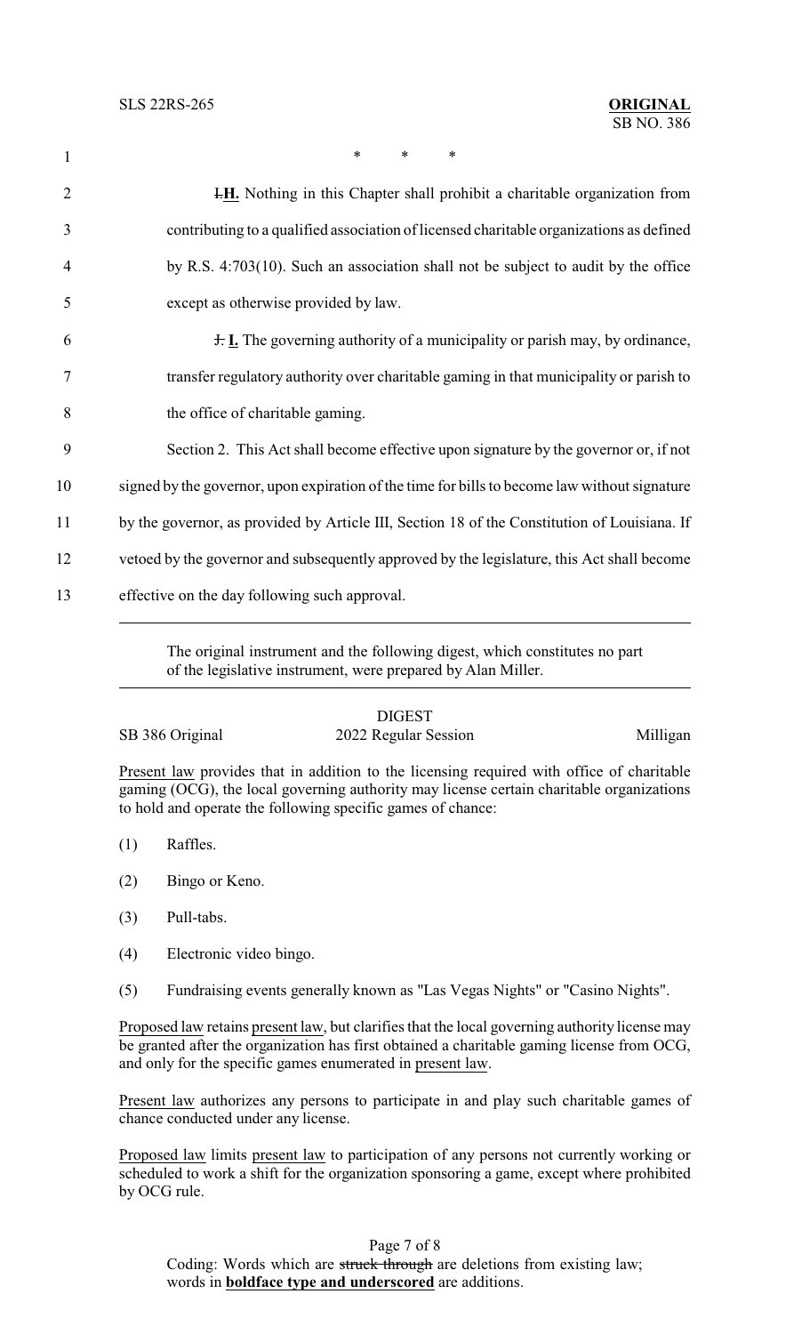\* \* \*

~~I.~~**H.** Nothing in this Chapter shall prohibit a charitable organization from contributing to a qualified association of licensed charitable organizations as defined by R.S. 4:703(10). Such an association shall not be subject to audit by the office except as otherwise provided by law.

~~J.~~ **I.** The governing authority of a municipality or parish may, by ordinance, transfer regulatory authority over charitable gaming in that municipality or parish to the office of charitable gaming.

Section 2. This Act shall become effective upon signature by the governor or, if not signed by the governor, upon expiration of the time for bills to become law without signature by the governor, as provided by Article III, Section 18 of the Constitution of Louisiana. If vetoed by the governor and subsequently approved by the legislature, this Act shall become effective on the day following such approval.

---

The original instrument and the following digest, which constitutes no part of the legislative instrument, were prepared by Alan Miller.

---

DIGEST

SB 386 Original — 2022 Regular Session — Milligan

Present law provides that in addition to the licensing required with office of charitable gaming (OCG), the local governing authority may license certain charitable organizations to hold and operate the following specific games of chance:

(1) Raffles.

(2) Bingo or Keno.

(3) Pull-tabs.

(4) Electronic video bingo.

(5) Fundraising events generally known as "Las Vegas Nights" or "Casino Nights".

Proposed law retains present law, but clarifies that the local governing authority license may be granted after the organization has first obtained a charitable gaming license from OCG, and only for the specific games enumerated in present law.

Present law authorizes any persons to participate in and play such charitable games of chance conducted under any license.

Proposed law limits present law to participation of any persons not currently working or scheduled to work a shift for the organization sponsoring a game, except where prohibited by OCG rule.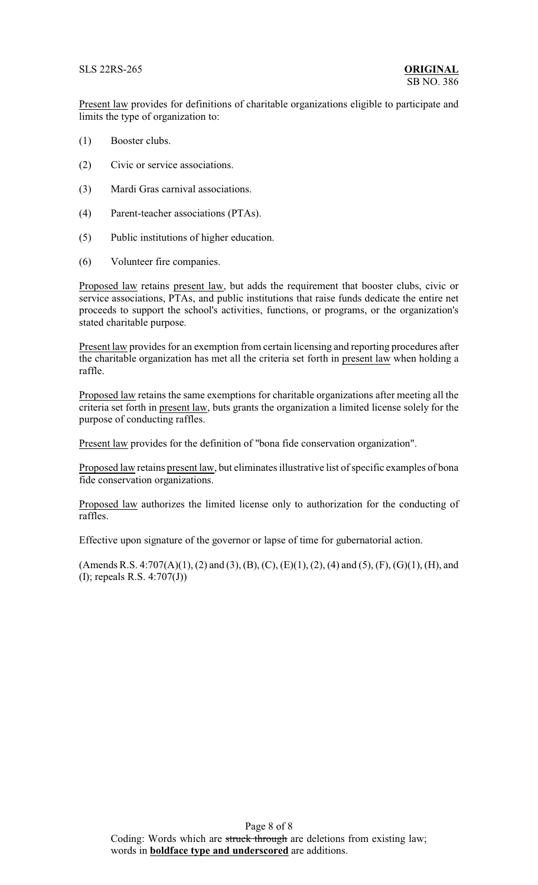Present law provides for definitions of charitable organizations eligible to participate and limits the type of organization to:

(1) Booster clubs.

(2) Civic or service associations.

(3) Mardi Gras carnival associations.

(4) Parent-teacher associations (PTAs).

(5) Public institutions of higher education.

(6) Volunteer fire companies.

Proposed law retains present law, but adds the requirement that booster clubs, civic or service associations, PTAs, and public institutions that raise funds dedicate the entire net proceeds to support the school's activities, functions, or programs, or the organization's stated charitable purpose.

Present law provides for an exemption from certain licensing and reporting procedures after the charitable organization has met all the criteria set forth in present law when holding a raffle.

Proposed law retains the same exemptions for charitable organizations after meeting all the criteria set forth in present law, buts grants the organization a limited license solely for the purpose of conducting raffles.

Present law provides for the definition of "bona fide conservation organization".

Proposed law retains present law, but eliminates illustrative list of specific examples of bona fide conservation organizations.

Proposed law authorizes the limited license only to authorization for the conducting of raffles.

Effective upon signature of the governor or lapse of time for gubernatorial action.

(Amends R.S. 4:707(A)(1), (2) and (3), (B), (C), (E)(1), (2), (4) and (5), (F), (G)(1), (H), and (I); repeals R.S. 4:707(J))